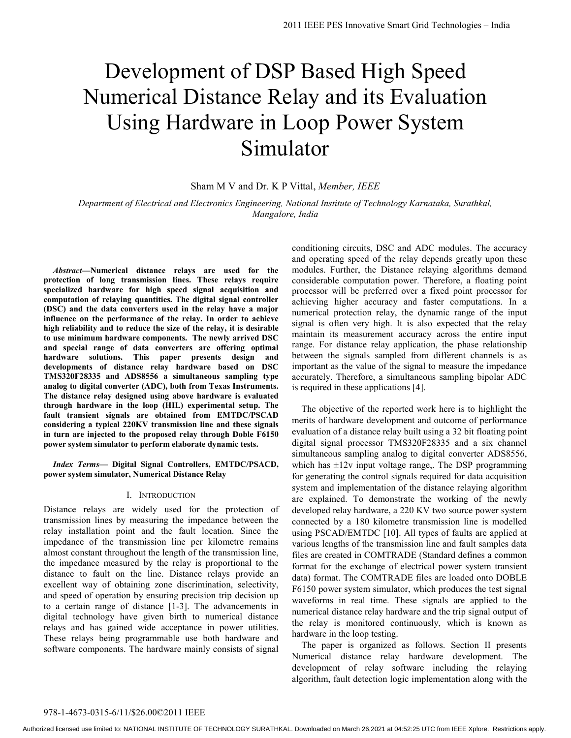# Development of DSP Based High Speed Numerical Distance Relay and its Evaluation Using Hardware in Loop Power System Simulator

Sham M V and Dr. K P Vittal, *Member, IEEE*

*Department of Electrical and Electronics Engineering, National Institute of Technology Karnataka, Surathkal, Mangalore, India*

***Abstract*—Numerical distance relays are used for the protection of long transmission lines. These relays require specialized hardware for high speed signal acquisition and computation of relaying quantities. The digital signal controller (DSC) and the data converters used in the relay have a major influence on the performance of the relay. In order to achieve high reliability and to reduce the size of the relay, it is desirable to use minimum hardware components. The newly arrived DSC and special range of data converters are offering optimal hardware solutions. This paper presents design and developments of distance relay hardware based on DSC TMS320F28335 and ADS8556 a simultaneous sampling type analog to digital converter (ADC), both from Texas Instruments. The distance relay designed using above hardware is evaluated through hardware in the loop (HIL) experimental setup. The fault transient signals are obtained from EMTDC/PSCAD considering a typical 220KV transmission line and these signals in turn are injected to the proposed relay through Doble F6150 power system simulator to perform elaborate dynamic tests.**

***Index Terms*— Digital Signal Controllers, EMTDC/PSACD, power system simulator, Numerical Distance Relay**

## I. Introduction

Distance relays are widely used for the protection of transmission lines by measuring the impedance between the relay installation point and the fault location. Since the impedance of the transmission line per kilometre remains almost constant throughout the length of the transmission line, the impedance measured by the relay is proportional to the distance to fault on the line. Distance relays provide an excellent way of obtaining zone discrimination, selectivity, and speed of operation by ensuring precision trip decision up to a certain range of distance [1-3]. The advancements in digital technology have given birth to numerical distance relays and has gained wide acceptance in power utilities. These relays being programmable use both hardware and software components. The hardware mainly consists of signal conditioning circuits, DSC and ADC modules. The accuracy and operating speed of the relay depends greatly upon these modules. Further, the Distance relaying algorithms demand considerable computation power. Therefore, a floating point processor will be preferred over a fixed point processor for achieving higher accuracy and faster computations. In a numerical protection relay, the dynamic range of the input signal is often very high. It is also expected that the relay maintain its measurement accuracy across the entire input range. For distance relay application, the phase relationship between the signals sampled from different channels is as important as the value of the signal to measure the impedance accurately. Therefore, a simultaneous sampling bipolar ADC is required in these applications [4].

The objective of the reported work here is to highlight the merits of hardware development and outcome of performance evaluation of a distance relay built using a 32 bit floating point digital signal processor TMS320F28335 and a six channel simultaneous sampling analog to digital converter ADS8556, which has ±12v input voltage range,. The DSP programming for generating the control signals required for data acquisition system and implementation of the distance relaying algorithm are explained. To demonstrate the working of the newly developed relay hardware, a 220 KV two source power system connected by a 180 kilometre transmission line is modelled using PSCAD/EMTDC [10]. All types of faults are applied at various lengths of the transmission line and fault samples data files are created in COMTRADE (Standard defines a common format for the exchange of electrical power system transient data) format. The COMTRADE files are loaded onto DOBLE F6150 power system simulator, which produces the test signal waveforms in real time. These signals are applied to the numerical distance relay hardware and the trip signal output of the relay is monitored continuously, which is known as hardware in the loop testing.

The paper is organized as follows. Section II presents Numerical distance relay hardware development. The development of relay software including the relaying algorithm, fault detection logic implementation along with the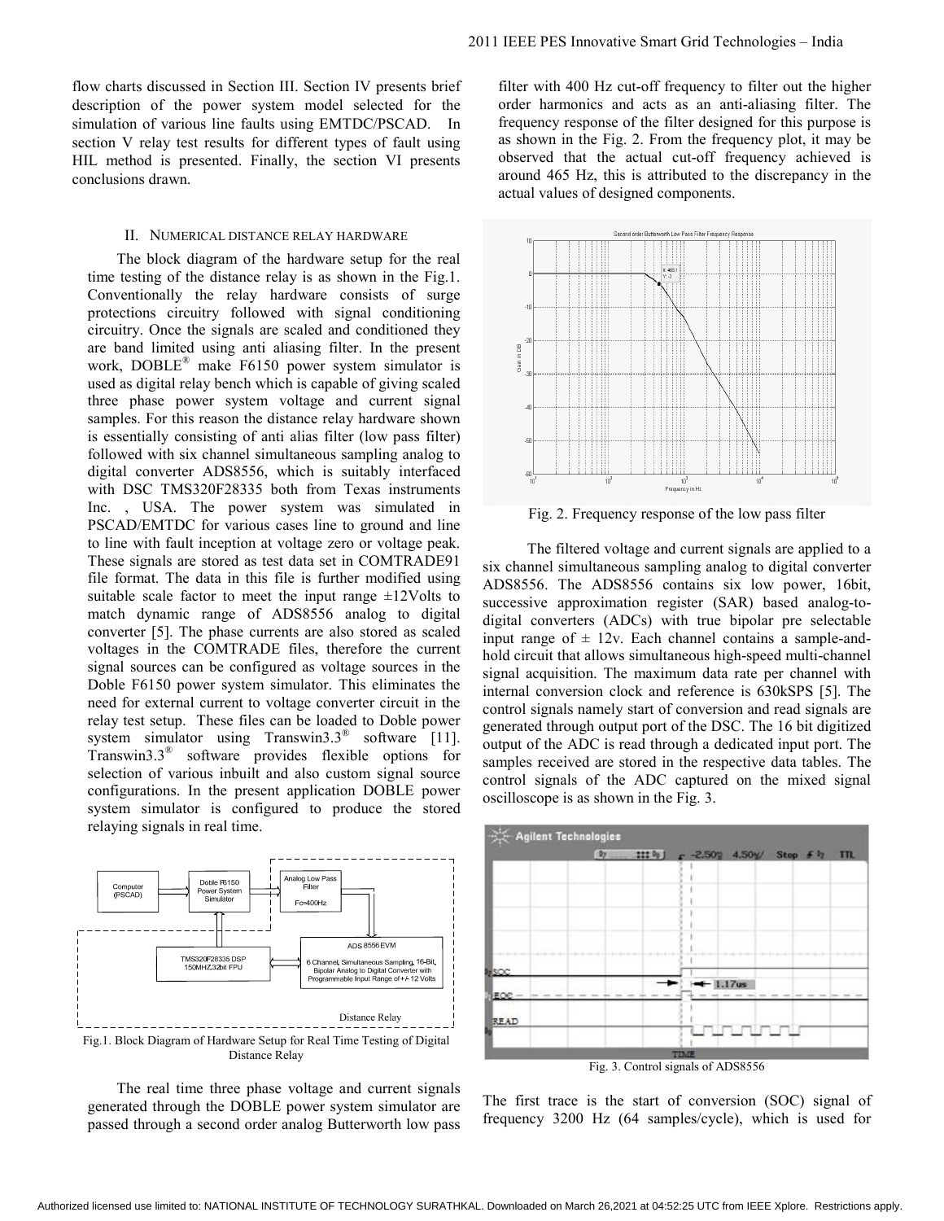flow charts discussed in Section III. Section IV presents brief description of the power system model selected for the simulation of various line faults using EMTDC/PSCAD. In section V relay test results for different types of fault using HIL method is presented. Finally, the section VI presents conclusions drawn.

## II. NUMERICAL DISTANCE RELAY HARDWARE

The block diagram of the hardware setup for the real time testing of the distance relay is as shown in the Fig.1. Conventionally the relay hardware consists of surge protections circuitry followed with signal conditioning circuitry. Once the signals are scaled and conditioned they are band limited using anti aliasing filter. In the present work, DOBLE® make F6150 power system simulator is used as digital relay bench which is capable of giving scaled three phase power system voltage and current signal samples. For this reason the distance relay hardware shown is essentially consisting of anti alias filter (low pass filter) followed with six channel simultaneous sampling analog to digital converter ADS8556, which is suitably interfaced with DSC TMS320F28335 both from Texas instruments Inc. , USA. The power system was simulated in PSCAD/EMTDC for various cases line to ground and line to line with fault inception at voltage zero or voltage peak. These signals are stored as test data set in COMTRADE91 file format. The data in this file is further modified using suitable scale factor to meet the input range ±12Volts to match dynamic range of ADS8556 analog to digital converter [5]. The phase currents are also stored as scaled voltages in the COMTRADE files, therefore the current signal sources can be configured as voltage sources in the Doble F6150 power system simulator. This eliminates the need for external current to voltage converter circuit in the relay test setup. These files can be loaded to Doble power system simulator using Transwin3.3® software [11]. Transwin3.3® software provides flexible options for selection of various inbuilt and also custom signal source configurations. In the present application DOBLE power system simulator is configured to produce the stored relaying signals in real time.

Fig.1. Block Diagram of Hardware Setup for Real Time Testing of Digital Distance Relay

The real time three phase voltage and current signals generated through the DOBLE power system simulator are passed through a second order analog Butterworth low pass filter with 400 Hz cut-off frequency to filter out the higher order harmonics and acts as an anti-aliasing filter. The frequency response of the filter designed for this purpose is as shown in the Fig. 2. From the frequency plot, it may be observed that the actual cut-off frequency achieved is around 465 Hz, this is attributed to the discrepancy in the actual values of designed components.

Fig. 2. Frequency response of the low pass filter

The filtered voltage and current signals are applied to a six channel simultaneous sampling analog to digital converter ADS8556. The ADS8556 contains six low power, 16bit, successive approximation register (SAR) based analog-to-digital converters (ADCs) with true bipolar pre selectable input range of ± 12v. Each channel contains a sample-and-hold circuit that allows simultaneous high-speed multi-channel signal acquisition. The maximum data rate per channel with internal conversion clock and reference is 630kSPS [5]. The control signals namely start of conversion and read signals are generated through output port of the DSC. The 16 bit digitized output of the ADC is read through a dedicated input port. The samples received are stored in the respective data tables. The control signals of the ADC captured on the mixed signal oscilloscope is as shown in the Fig. 3.

Fig. 3. Control signals of ADS8556

The first trace is the start of conversion (SOC) signal of frequency 3200 Hz (64 samples/cycle), which is used for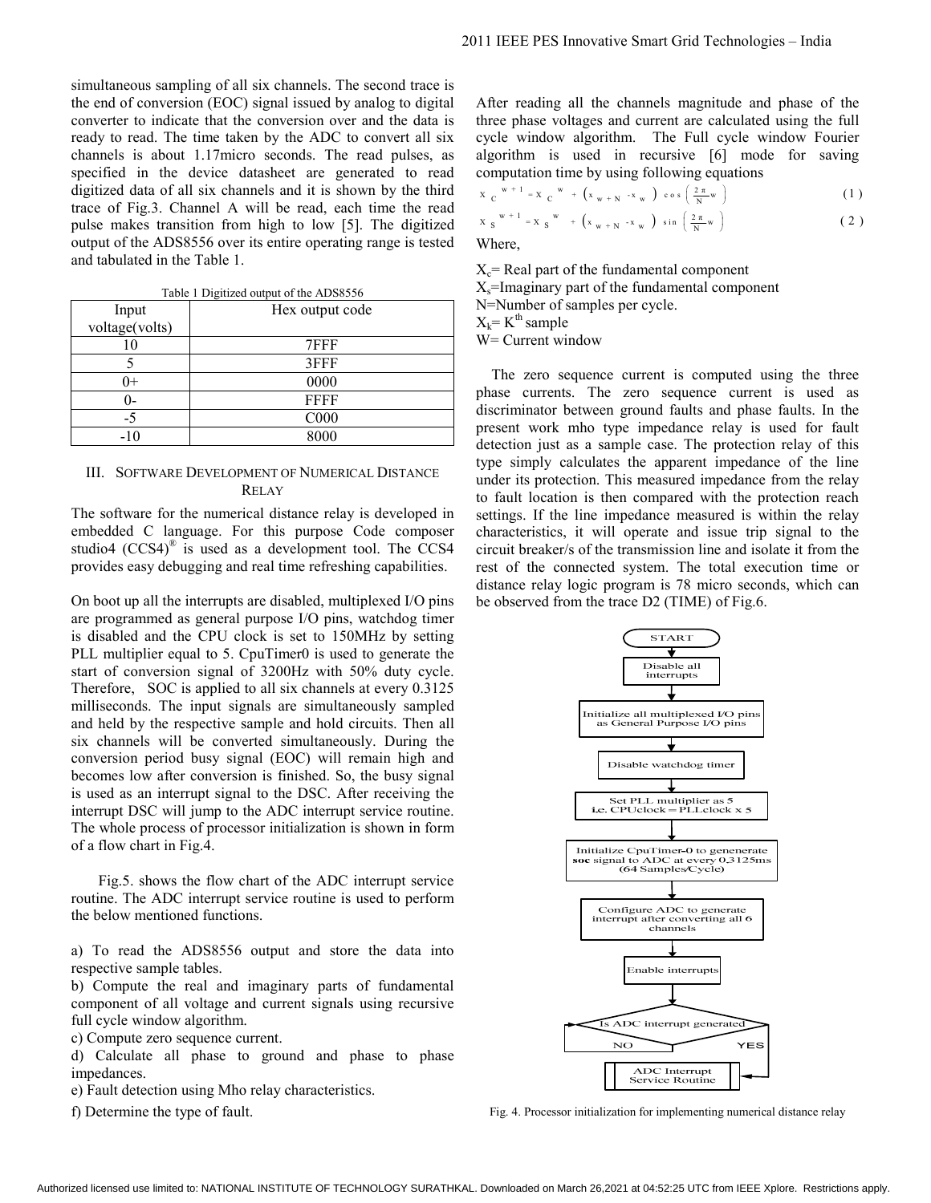simultaneous sampling of all six channels. The second trace is the end of conversion (EOC) signal issued by analog to digital converter to indicate that the conversion over and the data is ready to read. The time taken by the ADC to convert all six channels is about 1.17micro seconds. The read pulses, as specified in the device datasheet are generated to read digitized data of all six channels and it is shown by the third trace of Fig.3. Channel A will be read, each time the read pulse makes transition from high to low [5]. The digitized output of the ADS8556 over its entire operating range is tested and tabulated in the Table 1.

Table 1 Digitized output of the ADS8556

| Input voltage(volts) | Hex output code |
|---|---|
| 10 | 7FFF |
| 5 | 3FFF |
| 0+ | 0000 |
| 0- | FFFF |
| -5 | C000 |
| -10 | 8000 |

## III. Software Development of Numerical Distance Relay

The software for the numerical distance relay is developed in embedded C language. For this purpose Code composer studio4 (CCS4)® is used as a development tool. The CCS4 provides easy debugging and real time refreshing capabilities.

On boot up all the interrupts are disabled, multiplexed I/O pins are programmed as general purpose I/O pins, watchdog timer is disabled and the CPU clock is set to 150MHz by setting PLL multiplier equal to 5. CpuTimer0 is used to generate the start of conversion signal of 3200Hz with 50% duty cycle. Therefore, SOC is applied to all six channels at every 0.3125 milliseconds. The input signals are simultaneously sampled and held by the respective sample and hold circuits. Then all six channels will be converted simultaneously. During the conversion period busy signal (EOC) will remain high and becomes low after conversion is finished. So, the busy signal is used as an interrupt signal to the DSC. After receiving the interrupt DSC will jump to the ADC interrupt service routine. The whole process of processor initialization is shown in form of a flow chart in Fig.4.

Fig.5. shows the flow chart of the ADC interrupt service routine. The ADC interrupt service routine is used to perform the below mentioned functions.

a) To read the ADS8556 output and store the data into respective sample tables.

b) Compute the real and imaginary parts of fundamental component of all voltage and current signals using recursive full cycle window algorithm.

c) Compute zero sequence current.

d) Calculate all phase to ground and phase to phase impedances.

e) Fault detection using Mho relay characteristics.

f) Determine the type of fault.

After reading all the channels magnitude and phase of the three phase voltages and current are calculated using the full cycle window algorithm. The Full cycle window Fourier algorithm is used in recursive [6] mode for saving computation time by using following equations

$$X_C^{w+1} = X_C^{w} + \left(x_{w+N} - x_w\right)\cos\left(\frac{2\pi}{N}w\right) \quad (1)$$

$$X_S^{w+1} = X_S^{w} + \left(x_{w+N} - x_w\right)\sin\left(\frac{2\pi}{N}w\right) \quad (2)$$

Where,

$X_c$= Real part of the fundamental component  
$X_s$=Imaginary part of the fundamental component  
N=Number of samples per cycle.  
$X_k$= $K^{th}$ sample  
W= Current window

The zero sequence current is computed using the three phase currents. The zero sequence current is used as discriminator between ground faults and phase faults. In the present work mho type impedance relay is used for fault detection just as a sample case. The protection relay of this type simply calculates the apparent impedance of the line under its protection. This measured impedance from the relay to fault location is then compared with the protection reach settings. If the line impedance measured is within the relay characteristics, it will operate and issue trip signal to the circuit breaker/s of the transmission line and isolate it from the rest of the connected system. The total execution time or distance relay logic program is 78 micro seconds, which can be observed from the trace D2 (TIME) of Fig.6.

START → Disable all interrupts → Initialize all multiplexed I/O pins as General Purpose I/O pins → Disable watchdog timer → Set PLL multiplier as 5 i.e. CPUclock = PLLclock x 5 → Initialize CpuTimer-0 to genenerate soc signal to ADC at every 0.3125ms (64 Samples/Cycle) → Configure ADC to generate interrupt after converting all 6 channels → Enable interrupts → Is ADC interrupt generated (NO: loop back / YES) → ADC Interrupt Service Routine

Fig. 4. Processor initialization for implementing numerical distance relay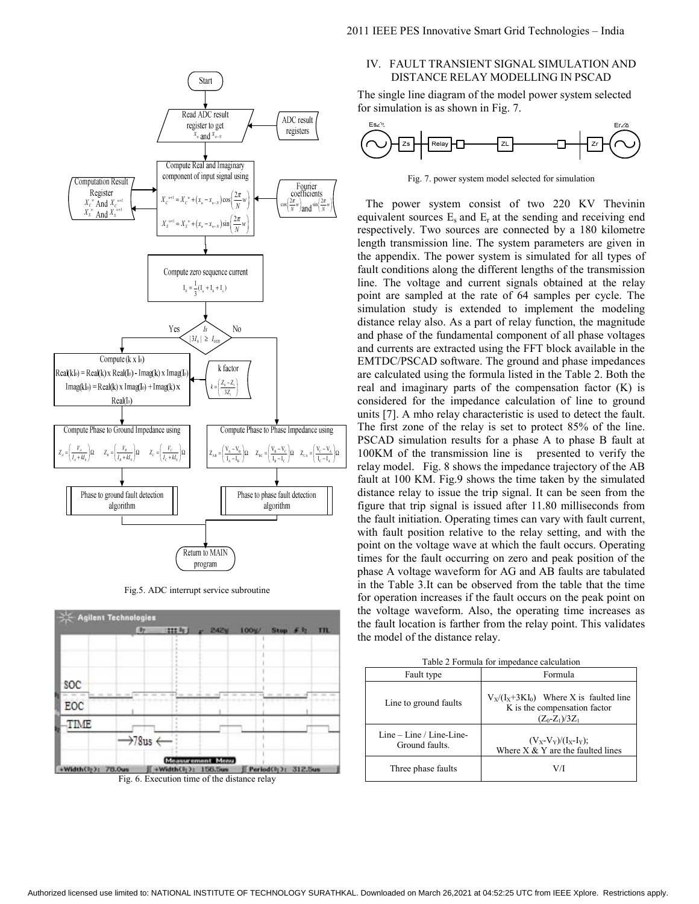Fig.5. ADC interrupt service subroutine

Fig. 6. Execution time of the distance relay

## IV. FAULT TRANSIENT SIGNAL SIMULATION AND DISTANCE RELAY MODELLING IN PSCAD

The single line diagram of the model power system selected for simulation is as shown in Fig. 7.

Fig. 7. power system model selected for simulation

The power system consist of two 220 KV Thevinin equivalent sources $E_s$ and $E_r$ at the sending and receiving end respectively. Two sources are connected by a 180 kilometre length transmission line. The system parameters are given in the appendix. The power system is simulated for all types of fault conditions along the different lengths of the transmission line. The voltage and current signals obtained at the relay point are sampled at the rate of 64 samples per cycle. The simulation study is extended to implement the modeling distance relay also. As a part of relay function, the magnitude and phase of the fundamental component of all phase voltages and currents are extracted using the FFT block available in the EMTDC/PSCAD software. The ground and phase impedances are calculated using the formula listed in the Table 2. Both the real and imaginary parts of the compensation factor (K) is considered for the impedance calculation of line to ground units [7]. A mho relay characteristic is used to detect the fault. The first zone of the relay is set to protect 85% of the line. PSCAD simulation results for a phase A to phase B fault at 100KM of the transmission line is presented to verify the relay model. Fig. 8 shows the impedance trajectory of the AB fault at 100 KM. Fig.9 shows the time taken by the simulated distance relay to issue the trip signal. It can be seen from the figure that trip signal is issued after 11.80 milliseconds from the fault initiation. Operating times can vary with fault current, with fault position relative to the relay setting, and with the point on the voltage wave at which the fault occurs. Operating times for the fault occurring on zero and peak position of the phase A voltage waveform for AG and AB faults are tabulated in the Table 3. It can be observed from the table that the time for operation increases if the fault occurs on the peak point on the voltage waveform. Also, the operating time increases as the fault location is farther from the relay point. This validates the model of the distance relay.

Table 2 Formula for impedance calculation

| Fault type | Formula |
| --- | --- |
| Line to ground faults | $V_X/(I_X+3KI_0)$ Where X is faulted line K is the compensation factor $(Z_0-Z_1)/3Z_1$ |
| Line – Line / Line-Line-Ground faults. | $(V_X-V_Y)/(I_X-I_Y)$; Where X & Y are the faulted lines |
| Three phase faults | V/I |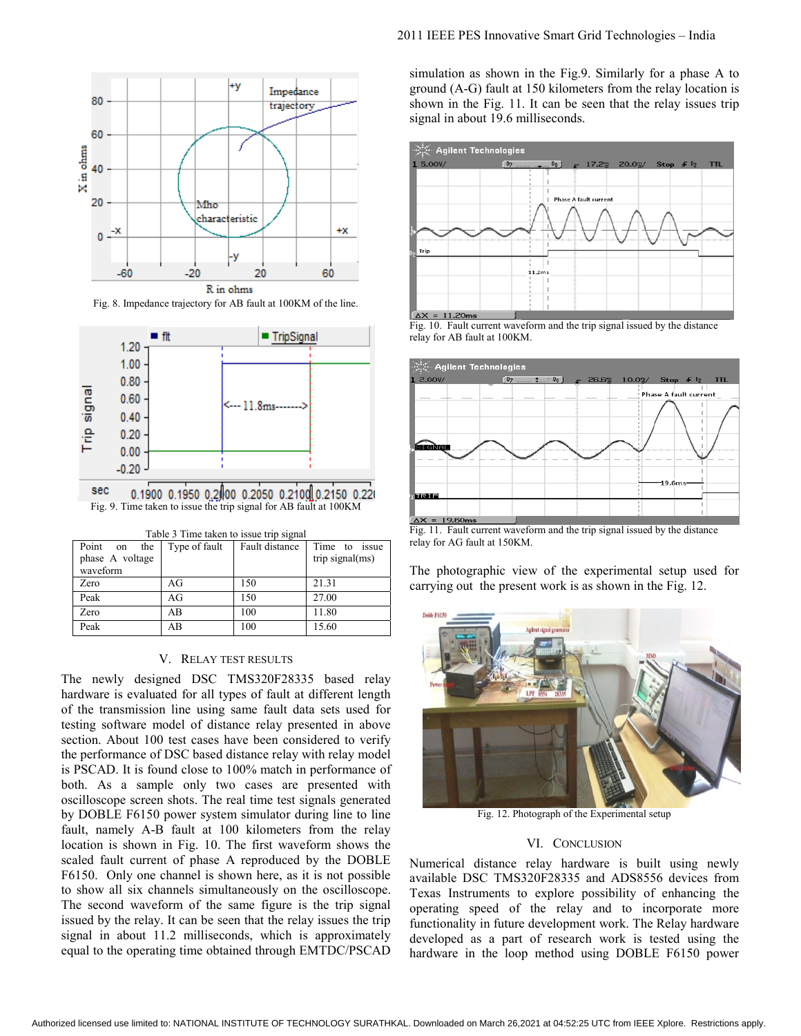Fig. 8. Impedance trajectory for AB fault at 100KM of the line.

Fig. 9. Time taken to issue the trip signal for AB fault at 100KM

Table 3 Time taken to issue trip signal

| Point on the phase A voltage waveform | Type of fault | Fault distance | Time to issue trip signal(ms) |
|---|---|---|---|
| Zero | AG | 150 | 21.31 |
| Peak | AG | 150 | 27.00 |
| Zero | AB | 100 | 11.80 |
| Peak | AB | 100 | 15.60 |

## V. RELAY TEST RESULTS

The newly designed DSC TMS320F28335 based relay hardware is evaluated for all types of fault at different length of the transmission line using same fault data sets used for testing software model of distance relay presented in above section. About 100 test cases have been considered to verify the performance of DSC based distance relay with relay model is PSCAD. It is found close to 100% match in performance of both. As a sample only two cases are presented with oscilloscope screen shots. The real time test signals generated by DOBLE F6150 power system simulator during line to line fault, namely A-B fault at 100 kilometers from the relay location is shown in Fig. 10. The first waveform shows the scaled fault current of phase A reproduced by the DOBLE F6150. Only one channel is shown here, as it is not possible to show all six channels simultaneously on the oscilloscope. The second waveform of the same figure is the trip signal issued by the relay. It can be seen that the relay issues the trip signal in about 11.2 milliseconds, which is approximately equal to the operating time obtained through EMTDC/PSCAD simulation as shown in the Fig.9. Similarly for a phase A to ground (A-G) fault at 150 kilometers from the relay location is shown in the Fig. 11. It can be seen that the relay issues trip signal in about 19.6 milliseconds.

Fig. 10. Fault current waveform and the trip signal issued by the distance relay for AB fault at 100KM.

Fig. 11. Fault current waveform and the trip signal issued by the distance relay for AG fault at 150KM.

The photographic view of the experimental setup used for carrying out the present work is as shown in the Fig. 12.

Fig. 12. Photograph of the Experimental setup

## VI. CONCLUSION

Numerical distance relay hardware is built using newly available DSC TMS320F28335 and ADS8556 devices from Texas Instruments to explore possibility of enhancing the operating speed of the relay and to incorporate more functionality in future development work. The Relay hardware developed as a part of research work is tested using the hardware in the loop method using DOBLE F6150 power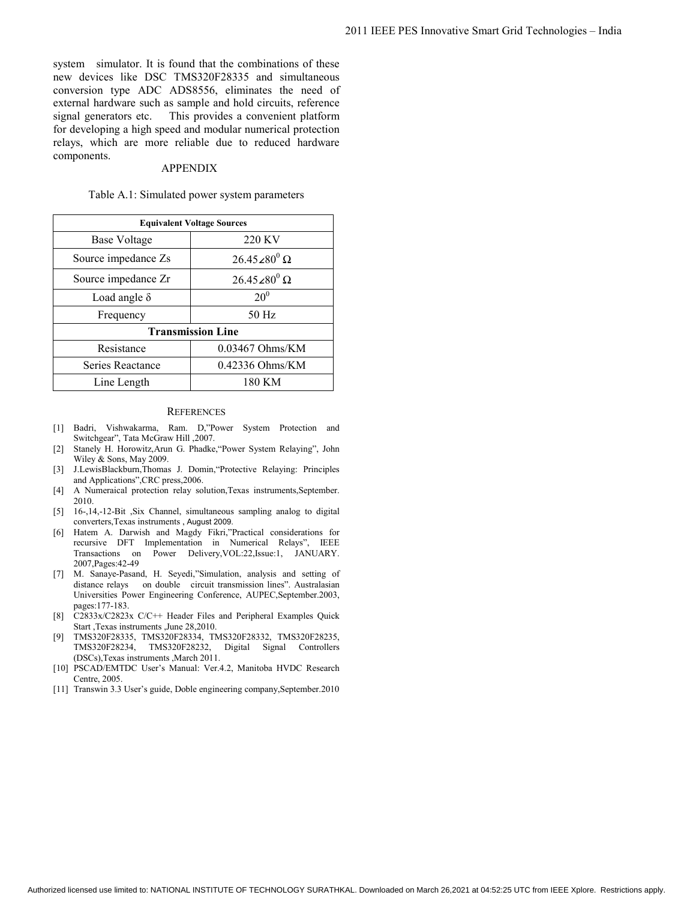system simulator. It is found that the combinations of these new devices like DSC TMS320F28335 and simultaneous conversion type ADC ADS8556, eliminates the need of external hardware such as sample and hold circuits, reference signal generators etc. This provides a convenient platform for developing a high speed and modular numerical protection relays, which are more reliable due to reduced hardware components.

## APPENDIX

Table A.1: Simulated power system parameters

| **Equivalent Voltage Sources** | |
|---|---|
| Base Voltage | 220 KV |
| Source impedance Zs | $26.45\angle 80^0\ \Omega$ |
| Source impedance Zr | $26.45\angle 80^0\ \Omega$ |
| Load angle δ | $20^0$ |
| Frequency | 50 Hz |
| **Transmission Line** | |
| Resistance | 0.03467 Ohms/KM |
| Series Reactance | 0.42336 Ohms/KM |
| Line Length | 180 KM |

## REFERENCES

[1] Badri, Vishwakarma, Ram. D,"Power System Protection and Switchgear", Tata McGraw Hill ,2007.

[2] Stanely H. Horowitz,Arun G. Phadke,"Power System Relaying", John Wiley & Sons, May 2009.

[3] J.LewisBlackburn,Thomas J. Domin,"Protective Relaying: Principles and Applications",CRC press,2006.

[4] A Numeraical protection relay solution,Texas instruments,September. 2010.

[5] 16-,14,-12-Bit ,Six Channel, simultaneous sampling analog to digital converters,Texas instruments , August 2009.

[6] Hatem A. Darwish and Magdy Fikri,"Practical considerations for recursive DFT Implementation in Numerical Relays", IEEE Transactions on Power Delivery,VOL:22,Issue:1, JANUARY. 2007,Pages:42-49

[7] M. Sanaye-Pasand, H. Seyedi,"Simulation, analysis and setting of distance relays on double circuit transmission lines". Australasian Universities Power Engineering Conference, AUPEC,September.2003, pages:177-183.

[8] C2833x/C2823x C/C++ Header Files and Peripheral Examples Quick Start ,Texas instruments ,June 28,2010.

[9] TMS320F28335, TMS320F28334, TMS320F28332, TMS320F28235, TMS320F28234, TMS320F28232, Digital Signal Controllers (DSCs),Texas instruments ,March 2011.

[10] PSCAD/EMTDC User's Manual: Ver.4.2, Manitoba HVDC Research Centre, 2005.

[11] Transwin 3.3 User's guide, Doble engineering company,September.2010